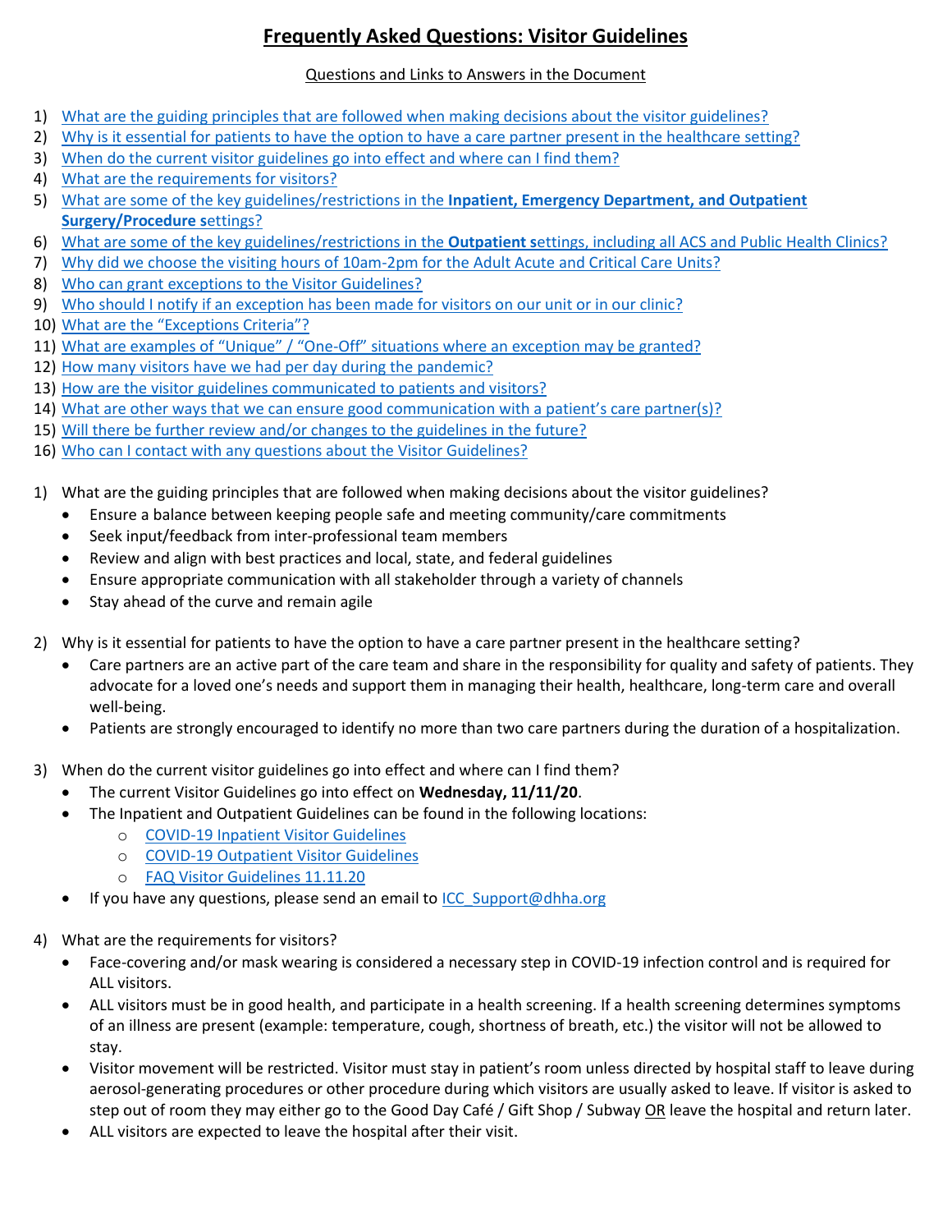# Frequently Asked Questions: Visitor Guidelines

Questions and Links to Answers in the Document

1) What are the guiding principles that are followed when making decisions about the visitor guidelines?
2) Why is it essential for patients to have the option to have a care partner present in the healthcare setting?
3) When do the current visitor guidelines go into effect and where can I find them?
4) What are the requirements for visitors?
5) What are some of the key guidelines/restrictions in the **Inpatient, Emergency Department, and Outpatient Surgery/Procedure s**ettings?
6) What are some of the key guidelines/restrictions in the **Outpatient s**ettings, including all ACS and Public Health Clinics?
7) Why did we choose the visiting hours of 10am-2pm for the Adult Acute and Critical Care Units?
8) Who can grant exceptions to the Visitor Guidelines?
9) Who should I notify if an exception has been made for visitors on our unit or in our clinic?
10) What are the "Exceptions Criteria"?
11) What are examples of "Unique" / "One-Off" situations where an exception may be granted?
12) How many visitors have we had per day during the pandemic?
13) How are the visitor guidelines communicated to patients and visitors?
14) What are other ways that we can ensure good communication with a patient's care partner(s)?
15) Will there be further review and/or changes to the guidelines in the future?
16) Who can I contact with any questions about the Visitor Guidelines?

1) What are the guiding principles that are followed when making decisions about the visitor guidelines?
   - Ensure a balance between keeping people safe and meeting community/care commitments
   - Seek input/feedback from inter-professional team members
   - Review and align with best practices and local, state, and federal guidelines
   - Ensure appropriate communication with all stakeholder through a variety of channels
   - Stay ahead of the curve and remain agile

2) Why is it essential for patients to have the option to have a care partner present in the healthcare setting?
   - Care partners are an active part of the care team and share in the responsibility for quality and safety of patients. They advocate for a loved one's needs and support them in managing their health, healthcare, long-term care and overall well-being.
   - Patients are strongly encouraged to identify no more than two care partners during the duration of a hospitalization.

3) When do the current visitor guidelines go into effect and where can I find them?
   - The current Visitor Guidelines go into effect on **Wednesday, 11/11/20**.
   - The Inpatient and Outpatient Guidelines can be found in the following locations:
     - COVID-19 Inpatient Visitor Guidelines
     - COVID-19 Outpatient Visitor Guidelines
     - FAQ Visitor Guidelines 11.11.20
   - If you have any questions, please send an email to ICC_Support@dhha.org

4) What are the requirements for visitors?
   - Face-covering and/or mask wearing is considered a necessary step in COVID-19 infection control and is required for ALL visitors.
   - ALL visitors must be in good health, and participate in a health screening. If a health screening determines symptoms of an illness are present (example: temperature, cough, shortness of breath, etc.) the visitor will not be allowed to stay.
   - Visitor movement will be restricted. Visitor must stay in patient's room unless directed by hospital staff to leave during aerosol-generating procedures or other procedure during which visitors are usually asked to leave. If visitor is asked to step out of room they may either go to the Good Day Café / Gift Shop / Subway OR leave the hospital and return later.
   - ALL visitors are expected to leave the hospital after their visit.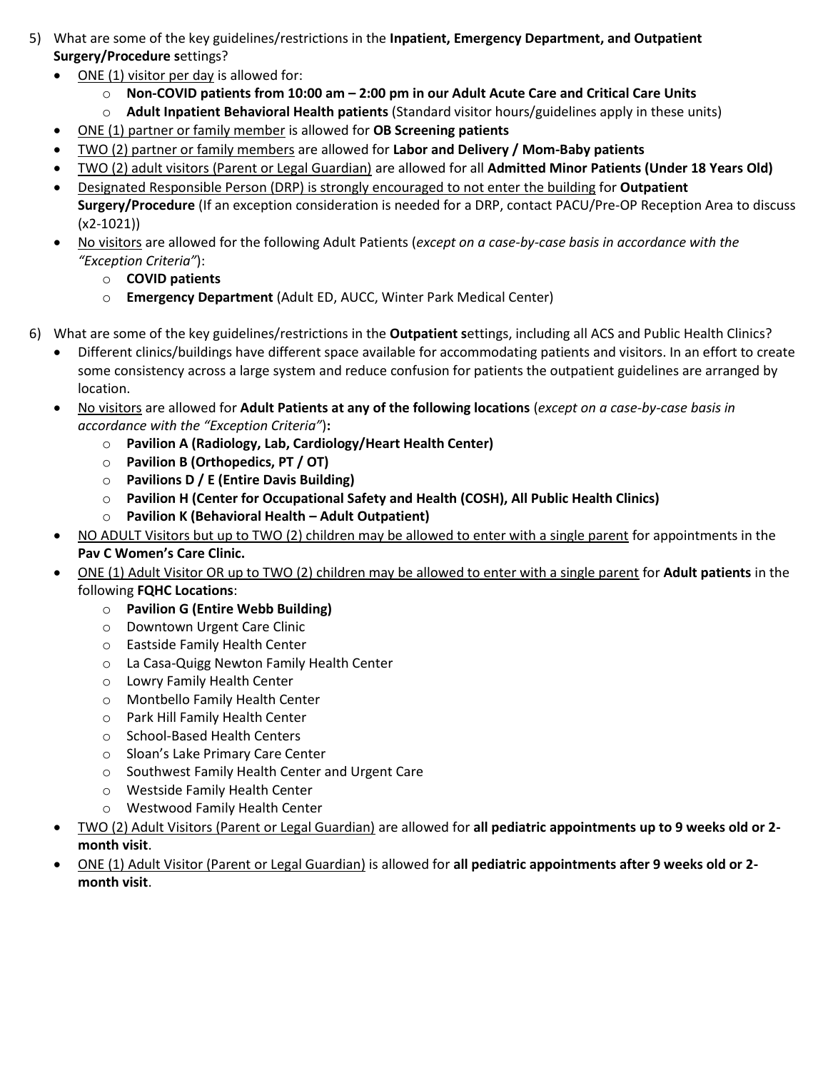5) What are some of the key guidelines/restrictions in the **Inpatient, Emergency Department, and Outpatient Surgery/Procedure s**ettings?
   - ONE (1) visitor per day is allowed for:
     - **Non-COVID patients from 10:00 am – 2:00 pm in our Adult Acute Care and Critical Care Units**
     - **Adult Inpatient Behavioral Health patients** (Standard visitor hours/guidelines apply in these units)
   - ONE (1) partner or family member is allowed for **OB Screening patients**
   - TWO (2) partner or family members are allowed for **Labor and Delivery / Mom-Baby patients**
   - TWO (2) adult visitors (Parent or Legal Guardian) are allowed for all **Admitted Minor Patients (Under 18 Years Old)**
   - Designated Responsible Person (DRP) is strongly encouraged to not enter the building for **Outpatient Surgery/Procedure** (If an exception consideration is needed for a DRP, contact PACU/Pre-OP Reception Area to discuss (x2-1021))
   - No visitors are allowed for the following Adult Patients (*except on a case-by-case basis in accordance with the "Exception Criteria"*):
     - **COVID patients**
     - **Emergency Department** (Adult ED, AUCC, Winter Park Medical Center)

6) What are some of the key guidelines/restrictions in the **Outpatient s**ettings, including all ACS and Public Health Clinics?
   - Different clinics/buildings have different space available for accommodating patients and visitors. In an effort to create some consistency across a large system and reduce confusion for patients the outpatient guidelines are arranged by location.
   - No visitors are allowed for **Adult Patients at any of the following locations** (*except on a case-by-case basis in accordance with the "Exception Criteria"*)**:**
     - **Pavilion A (Radiology, Lab, Cardiology/Heart Health Center)**
     - **Pavilion B (Orthopedics, PT / OT)**
     - **Pavilions D / E (Entire Davis Building)**
     - **Pavilion H (Center for Occupational Safety and Health (COSH), All Public Health Clinics)**
     - **Pavilion K (Behavioral Health – Adult Outpatient)**
   - NO ADULT Visitors but up to TWO (2) children may be allowed to enter with a single parent for appointments in the **Pav C Women's Care Clinic.**
   - ONE (1) Adult Visitor OR up to TWO (2) children may be allowed to enter with a single parent for **Adult patients** in the following **FQHC Locations**:
     - **Pavilion G (Entire Webb Building)**
     - Downtown Urgent Care Clinic
     - Eastside Family Health Center
     - La Casa-Quigg Newton Family Health Center
     - Lowry Family Health Center
     - Montbello Family Health Center
     - Park Hill Family Health Center
     - School-Based Health Centers
     - Sloan's Lake Primary Care Center
     - Southwest Family Health Center and Urgent Care
     - Westside Family Health Center
     - Westwood Family Health Center
   - TWO (2) Adult Visitors (Parent or Legal Guardian) are allowed for **all pediatric appointments up to 9 weeks old or 2-month visit**.
   - ONE (1) Adult Visitor (Parent or Legal Guardian) is allowed for **all pediatric appointments after 9 weeks old or 2-month visit**.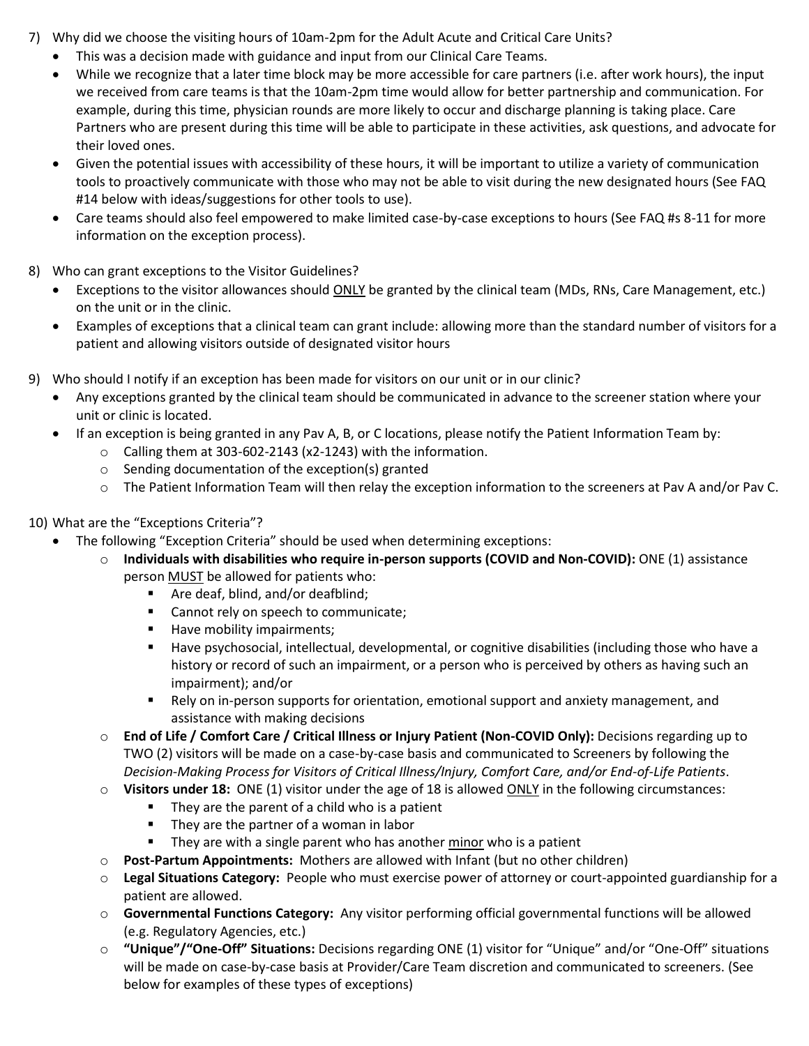7) Why did we choose the visiting hours of 10am-2pm for the Adult Acute and Critical Care Units?
   - This was a decision made with guidance and input from our Clinical Care Teams.
   - While we recognize that a later time block may be more accessible for care partners (i.e. after work hours), the input we received from care teams is that the 10am-2pm time would allow for better partnership and communication. For example, during this time, physician rounds are more likely to occur and discharge planning is taking place. Care Partners who are present during this time will be able to participate in these activities, ask questions, and advocate for their loved ones.
   - Given the potential issues with accessibility of these hours, it will be important to utilize a variety of communication tools to proactively communicate with those who may not be able to visit during the new designated hours (See FAQ #14 below with ideas/suggestions for other tools to use).
   - Care teams should also feel empowered to make limited case-by-case exceptions to hours (See FAQ #s 8-11 for more information on the exception process).

8) Who can grant exceptions to the Visitor Guidelines?
   - Exceptions to the visitor allowances should <u>ONLY</u> be granted by the clinical team (MDs, RNs, Care Management, etc.) on the unit or in the clinic.
   - Examples of exceptions that a clinical team can grant include: allowing more than the standard number of visitors for a patient and allowing visitors outside of designated visitor hours

9) Who should I notify if an exception has been made for visitors on our unit or in our clinic?
   - Any exceptions granted by the clinical team should be communicated in advance to the screener station where your unit or clinic is located.
   - If an exception is being granted in any Pav A, B, or C locations, please notify the Patient Information Team by:
     - Calling them at 303-602-2143 (x2-1243) with the information.
     - Sending documentation of the exception(s) granted
     - The Patient Information Team will then relay the exception information to the screeners at Pav A and/or Pav C.

10) What are the "Exceptions Criteria"?
    - The following "Exception Criteria" should be used when determining exceptions:
      - **Individuals with disabilities who require in-person supports (COVID and Non-COVID):** ONE (1) assistance person <u>MUST</u> be allowed for patients who:
        - Are deaf, blind, and/or deafblind;
        - Cannot rely on speech to communicate;
        - Have mobility impairments;
        - Have psychosocial, intellectual, developmental, or cognitive disabilities (including those who have a history or record of such an impairment, or a person who is perceived by others as having such an impairment); and/or
        - Rely on in-person supports for orientation, emotional support and anxiety management, and assistance with making decisions
      - **End of Life / Comfort Care / Critical Illness or Injury Patient (Non-COVID Only):** Decisions regarding up to TWO (2) visitors will be made on a case-by-case basis and communicated to Screeners by following the *Decision-Making Process for Visitors of Critical Illness/Injury, Comfort Care, and/or End-of-Life Patients*.
      - **Visitors under 18:** ONE (1) visitor under the age of 18 is allowed <u>ONLY</u> in the following circumstances:
        - They are the parent of a child who is a patient
        - They are the partner of a woman in labor
        - They are with a single parent who has another <u>minor</u> who is a patient
      - **Post-Partum Appointments:** Mothers are allowed with Infant (but no other children)
      - **Legal Situations Category:** People who must exercise power of attorney or court-appointed guardianship for a patient are allowed.
      - **Governmental Functions Category:** Any visitor performing official governmental functions will be allowed (e.g. Regulatory Agencies, etc.)
      - **"Unique"/"One-Off" Situations:** Decisions regarding ONE (1) visitor for "Unique" and/or "One-Off" situations will be made on case-by-case basis at Provider/Care Team discretion and communicated to screeners. (See below for examples of these types of exceptions)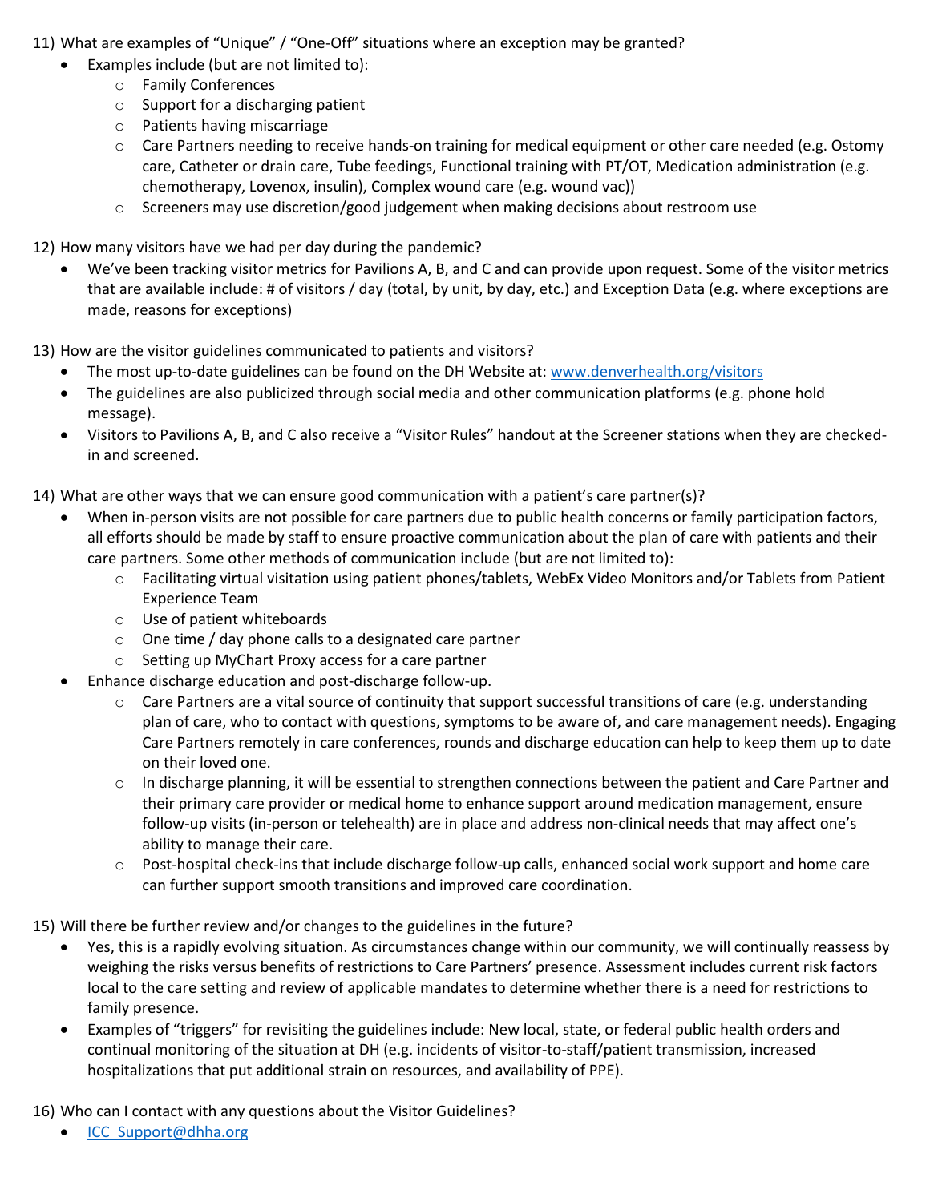11) What are examples of "Unique" / "One-Off" situations where an exception may be granted?
    - Examples include (but are not limited to):
        - Family Conferences
        - Support for a discharging patient
        - Patients having miscarriage
        - Care Partners needing to receive hands-on training for medical equipment or other care needed (e.g. Ostomy care, Catheter or drain care, Tube feedings, Functional training with PT/OT, Medication administration (e.g. chemotherapy, Lovenox, insulin), Complex wound care (e.g. wound vac))
        - Screeners may use discretion/good judgement when making decisions about restroom use

12) How many visitors have we had per day during the pandemic?
    - We've been tracking visitor metrics for Pavilions A, B, and C and can provide upon request. Some of the visitor metrics that are available include: # of visitors / day (total, by unit, by day, etc.) and Exception Data (e.g. where exceptions are made, reasons for exceptions)

13) How are the visitor guidelines communicated to patients and visitors?
    - The most up-to-date guidelines can be found on the DH Website at: [www.denverhealth.org/visitors](www.denverhealth.org/visitors)
    - The guidelines are also publicized through social media and other communication platforms (e.g. phone hold message).
    - Visitors to Pavilions A, B, and C also receive a "Visitor Rules" handout at the Screener stations when they are checked-in and screened.

14) What are other ways that we can ensure good communication with a patient's care partner(s)?
    - When in-person visits are not possible for care partners due to public health concerns or family participation factors, all efforts should be made by staff to ensure proactive communication about the plan of care with patients and their care partners. Some other methods of communication include (but are not limited to):
        - Facilitating virtual visitation using patient phones/tablets, WebEx Video Monitors and/or Tablets from Patient Experience Team
        - Use of patient whiteboards
        - One time / day phone calls to a designated care partner
        - Setting up MyChart Proxy access for a care partner
    - Enhance discharge education and post-discharge follow-up.
        - Care Partners are a vital source of continuity that support successful transitions of care (e.g. understanding plan of care, who to contact with questions, symptoms to be aware of, and care management needs). Engaging Care Partners remotely in care conferences, rounds and discharge education can help to keep them up to date on their loved one.
        - In discharge planning, it will be essential to strengthen connections between the patient and Care Partner and their primary care provider or medical home to enhance support around medication management, ensure follow-up visits (in-person or telehealth) are in place and address non-clinical needs that may affect one's ability to manage their care.
        - Post-hospital check-ins that include discharge follow-up calls, enhanced social work support and home care can further support smooth transitions and improved care coordination.

15) Will there be further review and/or changes to the guidelines in the future?
    - Yes, this is a rapidly evolving situation. As circumstances change within our community, we will continually reassess by weighing the risks versus benefits of restrictions to Care Partners' presence. Assessment includes current risk factors local to the care setting and review of applicable mandates to determine whether there is a need for restrictions to family presence.
    - Examples of "triggers" for revisiting the guidelines include: New local, state, or federal public health orders and continual monitoring of the situation at DH (e.g. incidents of visitor-to-staff/patient transmission, increased hospitalizations that put additional strain on resources, and availability of PPE).

16) Who can I contact with any questions about the Visitor Guidelines?
    - [ICC_Support@dhha.org](mailto:ICC_Support@dhha.org)